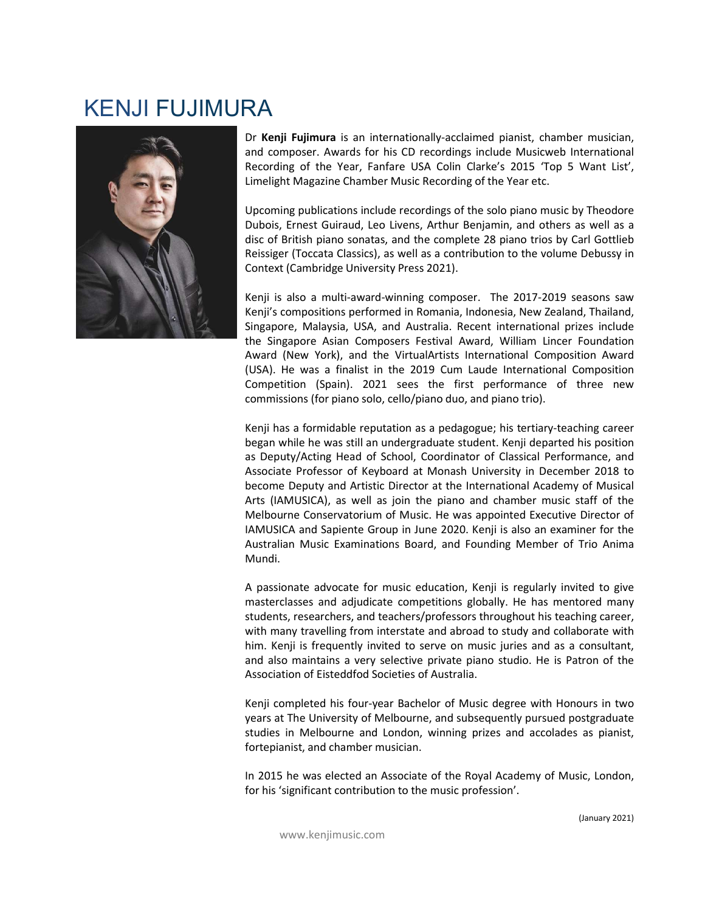# KENJI FUJIMURA

Dr **Kenji Fujimura** is an internationally-acclaimed pianist, chamber musician, and composer. Awards for his CD recordings include Musicweb International Recording of the Year, Fanfare USA Colin Clarke's 2015 'Top 5 Want List', Limelight Magazine Chamber Music Recording of the Year etc.

Upcoming publications include recordings of the solo piano music by Theodore Dubois, Ernest Guiraud, Leo Livens, Arthur Benjamin, and others as well as a disc of British piano sonatas, and the complete 28 piano trios by Carl Gottlieb Reissiger (Toccata Classics), as well as a contribution to the volume Debussy in Context (Cambridge University Press 2021).

Kenji is also a multi-award-winning composer. The 2017-2019 seasons saw Kenji's compositions performed in Romania, Indonesia, New Zealand, Thailand, Singapore, Malaysia, USA, and Australia. Recent international prizes include the Singapore Asian Composers Festival Award, William Lincer Foundation Award (New York), and the VirtualArtists International Composition Award (USA). He was a finalist in the 2019 Cum Laude International Composition Competition (Spain). 2021 sees the first performance of three new commissions (for piano solo, cello/piano duo, and piano trio).

Kenji has a formidable reputation as a pedagogue; his tertiary-teaching career began while he was still an undergraduate student. Kenji departed his position as Deputy/Acting Head of School, Coordinator of Classical Performance, and Associate Professor of Keyboard at Monash University in December 2018 to become Deputy and Artistic Director at the International Academy of Musical Arts (IAMUSICA), as well as join the piano and chamber music staff of the Melbourne Conservatorium of Music. He was appointed Executive Director of IAMUSICA and Sapiente Group in June 2020. Kenji is also an examiner for the Australian Music Examinations Board, and Founding Member of Trio Anima Mundi.

A passionate advocate for music education, Kenji is regularly invited to give masterclasses and adjudicate competitions globally. He has mentored many students, researchers, and teachers/professors throughout his teaching career, with many travelling from interstate and abroad to study and collaborate with him. Kenji is frequently invited to serve on music juries and as a consultant, and also maintains a very selective private piano studio. He is Patron of the Association of Eisteddfod Societies of Australia.

Kenji completed his four-year Bachelor of Music degree with Honours in two years at The University of Melbourne, and subsequently pursued postgraduate studies in Melbourne and London, winning prizes and accolades as pianist, fortepianist, and chamber musician.

In 2015 he was elected an Associate of the Royal Academy of Music, London, for his 'significant contribution to the music profession'.

(January 2021)

www.kenjimusic.com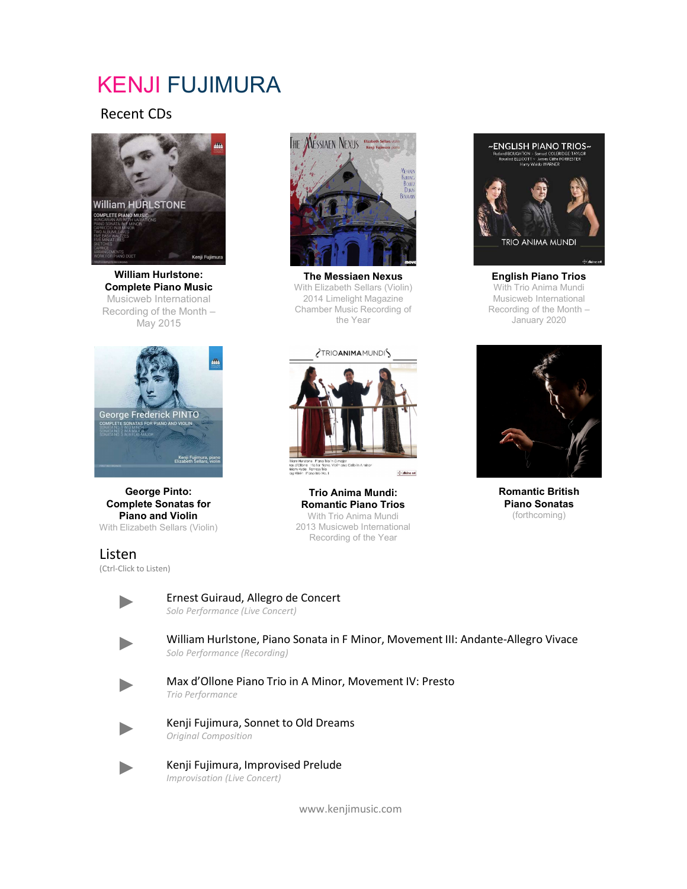# KENJI FUJIMURA

## Recent CDs

**William Hurlstone: Complete Piano Music**
Musicweb International Recording of the Month – May 2015

**The Messiaen Nexus**
With Elizabeth Sellars (Violin)
2014 Limelight Magazine Chamber Music Recording of the Year

**English Piano Trios**
With Trio Anima Mundi
Musicweb International Recording of the Month – January 2020

**George Pinto: Complete Sonatas for Piano and Violin**
With Elizabeth Sellars (Violin)

**Trio Anima Mundi: Romantic Piano Trios**
With Trio Anima Mundi
2013 Musicweb International Recording of the Year

**Romantic British Piano Sonatas**
(forthcoming)

## Listen

(Ctrl-Click to Listen)

▶ Ernest Guiraud, Allegro de Concert
*Solo Performance (Live Concert)*

▶ William Hurlstone, Piano Sonata in F Minor, Movement III: Andante-Allegro Vivace
*Solo Performance (Recording)*

▶ Max d'Ollone Piano Trio in A Minor, Movement IV: Presto
*Trio Performance*

▶ Kenji Fujimura, Sonnet to Old Dreams
*Original Composition*

▶ Kenji Fujimura, Improvised Prelude
*Improvisation (Live Concert)*

www.kenjimusic.com